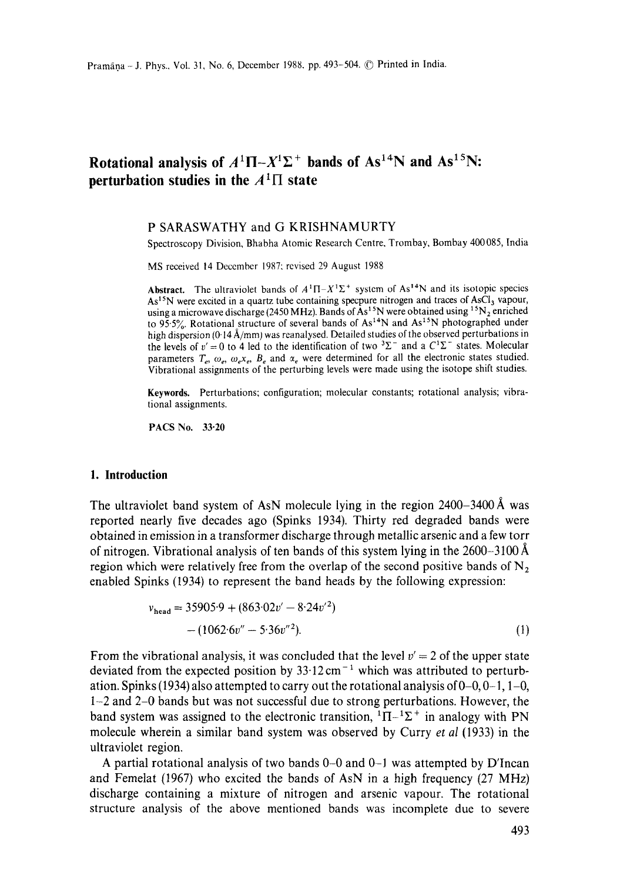# Rotational analysis of $A^1\Pi$–$X^1\Sigma^+$ bands of $As^{14}N$ and $As^{15}N$: perturbation studies in the $A^1\Pi$ state

P SARASWATHY and G KRISHNAMURTY

Spectroscopy Division, Bhabha Atomic Research Centre, Trombay, Bombay 400085, India

MS received 14 December 1987; revised 29 August 1988

**Abstract.** The ultraviolet bands of $A^1\Pi$–$X^1\Sigma^+$ system of $As^{14}N$ and its isotopic species $As^{15}N$ were excited in a quartz tube containing specpure nitrogen and traces of $AsCl_3$ vapour, using a microwave discharge (2450 MHz). Bands of $As^{15}N$ were obtained using $^{15}N_2$ enriched to 95·5%. Rotational structure of several bands of $As^{14}N$ and $As^{15}N$ photographed under high dispersion (0·14 Å/mm) was reanalysed. Detailed studies of the observed perturbations in the levels of $v' = 0$ to 4 led to the identification of two $^3\Sigma^-$ and a $C^1\Sigma^-$ states. Molecular parameters $T_e$, $\omega_e$, $\omega_e x_e$, $B_e$ and $\alpha_e$ were determined for all the electronic states studied. Vibrational assignments of the perturbing levels were made using the isotope shift studies.

**Keywords.** Perturbations; configuration; molecular constants; rotational analysis; vibrational assignments.

**PACS No.** 33·20

## 1. Introduction

The ultraviolet band system of AsN molecule lying in the region 2400–3400 Å was reported nearly five decades ago (Spinks 1934). Thirty red degraded bands were obtained in emission in a transformer discharge through metallic arsenic and a few torr of nitrogen. Vibrational analysis of ten bands of this system lying in the 2600–3100 Å region which were relatively free from the overlap of the second positive bands of $N_2$ enabled Spinks (1934) to represent the band heads by the following expression:

$$\nu_{\text{head}} = 35905{\cdot}9 + (863{\cdot}02v' - 8{\cdot}24v'^2) - (1062{\cdot}6v'' - 5{\cdot}36v''^2). \tag{1}$$

From the vibrational analysis, it was concluded that the level $v' = 2$ of the upper state deviated from the expected position by $33{\cdot}12\,\text{cm}^{-1}$ which was attributed to perturbation. Spinks (1934) also attempted to carry out the rotational analysis of 0–0, 0–1, 1–0, 1–2 and 2–0 bands but was not successful due to strong perturbations. However, the band system was assigned to the electronic transition, $^1\Pi$–$^1\Sigma^+$ in analogy with PN molecule wherein a similar band system was observed by Curry *et al* (1933) in the ultraviolet region.

A partial rotational analysis of two bands 0–0 and 0–1 was attempted by D'Incan and Femelat (1967) who excited the bands of AsN in a high frequency (27 MHz) discharge containing a mixture of nitrogen and arsenic vapour. The rotational structure analysis of the above mentioned bands was incomplete due to severe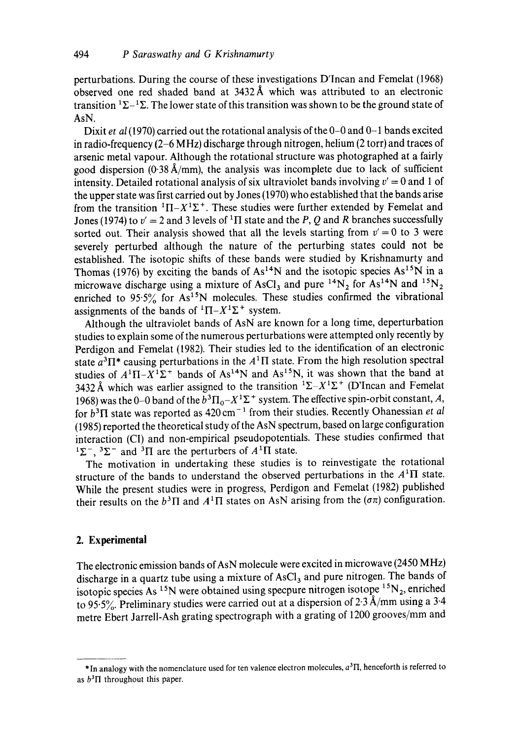perturbations. During the course of these investigations D'Incan and Femelat (1968) observed one red shaded band at 3432 Å which was attributed to an electronic transition $^1\Sigma$–$^1\Sigma$. The lower state of this transition was shown to be the ground state of AsN.

Dixit *et al* (1970) carried out the rotational analysis of the 0–0 and 0–1 bands excited in radio-frequency (2–6 MHz) discharge through nitrogen, helium (2 torr) and traces of arsenic metal vapour. Although the rotational structure was photographed at a fairly good dispersion (0·38 Å/mm), the analysis was incomplete due to lack of sufficient intensity. Detailed rotational analysis of six ultraviolet bands involving $v' = 0$ and 1 of the upper state was first carried out by Jones (1970) who established that the bands arise from the transition $^1\Pi$–$X^1\Sigma^+$. These studies were further extended by Femelat and Jones (1974) to $v' = 2$ and 3 levels of $^1\Pi$ state and the $P$, $Q$ and $R$ branches successfully sorted out. Their analysis showed that all the levels starting from $v' = 0$ to 3 were severely perturbed although the nature of the perturbing states could not be established. The isotopic shifts of these bands were studied by Krishnamurty and Thomas (1976) by exciting the bands of $As^{14}N$ and the isotopic species $As^{15}N$ in a microwave discharge using a mixture of $AsCl_3$ and pure $^{14}N_2$ for $As^{14}N$ and $^{15}N_2$ enriched to 95·5% for $As^{15}N$ molecules. These studies confirmed the vibrational assignments of the bands of $^1\Pi$–$X^1\Sigma^+$ system.

Although the ultraviolet bands of AsN are known for a long time, deperturbation studies to explain some of the numerous perturbations were attempted only recently by Perdigon and Femelat (1982). Their studies led to the identification of an electronic state $a^3\Pi$* causing perturbations in the $A^1\Pi$ state. From the high resolution spectral studies of $A^1\Pi$–$X^1\Sigma^+$ bands of $As^{14}N$ and $As^{15}N$, it was shown that the band at 3432 Å which was earlier assigned to the transition $^1\Sigma$–$X^1\Sigma^+$ (D'Incan and Femelat 1968) was the 0–0 band of the $b^3\Pi_0$–$X^1\Sigma^+$ system. The effective spin-orbit constant, $A$, for $b^3\Pi$ state was reported as 420 cm$^{-1}$ from their studies. Recently Ohanessian *et al* (1985) reported the theoretical study of the AsN spectrum, based on large configuration interaction (CI) and non-empirical pseudopotentials. These studies confirmed that $^1\Sigma^-$, $^3\Sigma^-$ and $^3\Pi$ are the perturbers of $A^1\Pi$ state.

The motivation in undertaking these studies is to reinvestigate the rotational structure of the bands to understand the observed perturbations in the $A^1\Pi$ state. While the present studies were in progress, Perdigon and Femelat (1982) published their results on the $b^3\Pi$ and $A^1\Pi$ states on AsN arising from the $(\sigma\pi)$ configuration.

## 2. Experimental

The electronic emission bands of AsN molecule were excited in microwave (2450 MHz) discharge in a quartz tube using a mixture of $AsCl_3$ and pure nitrogen. The bands of isotopic species $As^{15}N$ were obtained using specpure nitrogen isotope $^{15}N_2$, enriched to 95·5%. Preliminary studies were carried out at a dispersion of 2·3 Å/mm using a 3·4 metre Ebert Jarrell-Ash grating spectrograph with a grating of 1200 grooves/mm and

---

*In analogy with the nomenclature used for ten valence electron molecules, $a^3\Pi$, henceforth is referred to as $b^3\Pi$ throughout this paper.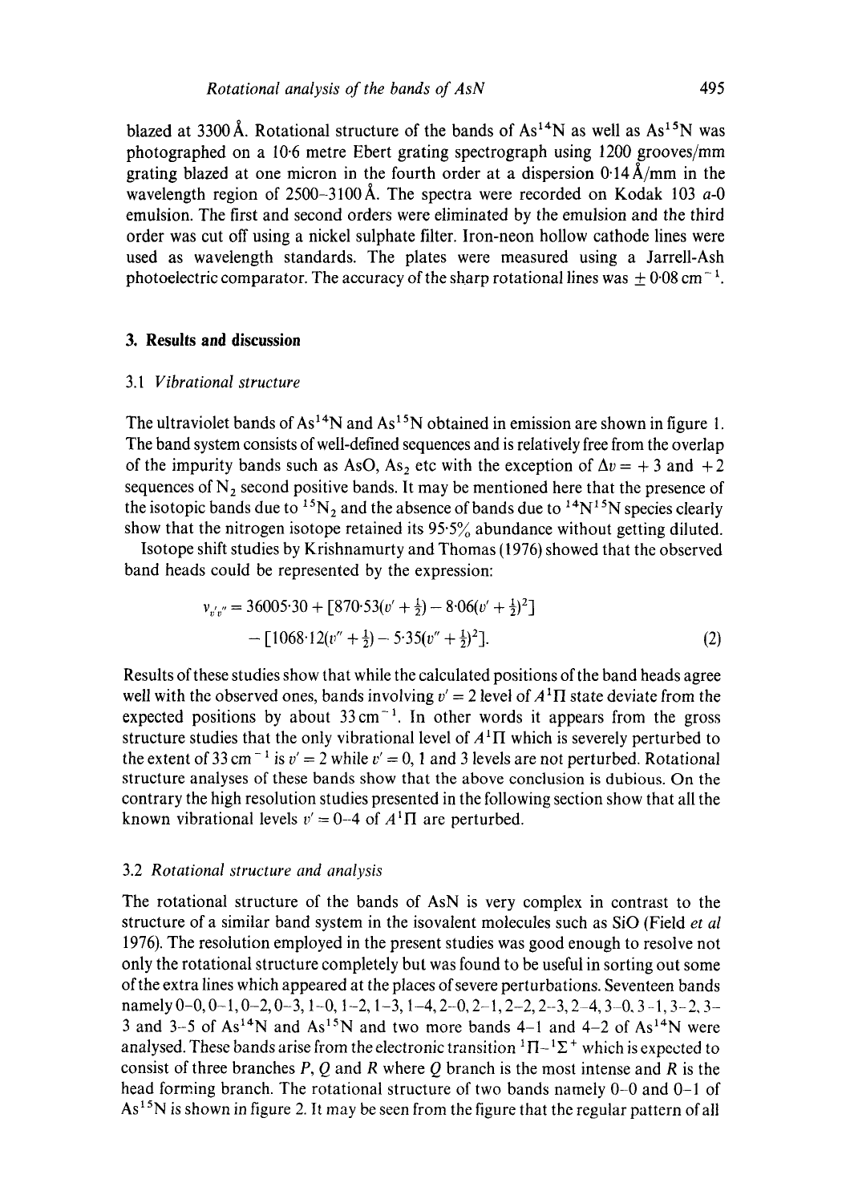blazed at 3300 Å. Rotational structure of the bands of $As^{14}N$ as well as $As^{15}N$ was photographed on a 10·6 metre Ebert grating spectrograph using 1200 grooves/mm grating blazed at one micron in the fourth order at a dispersion 0·14 Å/mm in the wavelength region of 2500–3100 Å. The spectra were recorded on Kodak 103 *a*-0 emulsion. The first and second orders were eliminated by the emulsion and the third order was cut off using a nickel sulphate filter. Iron-neon hollow cathode lines were used as wavelength standards. The plates were measured using a Jarrell-Ash photoelectric comparator. The accuracy of the sharp rotational lines was $\pm 0{\cdot}08\ \mathrm{cm}^{-1}$.

## 3. Results and discussion

### 3.1 *Vibrational structure*

The ultraviolet bands of $As^{14}N$ and $As^{15}N$ obtained in emission are shown in figure 1. The band system consists of well-defined sequences and is relatively free from the overlap of the impurity bands such as AsO, $As_2$ etc with the exception of $\Delta v = +3$ and $+2$ sequences of $N_2$ second positive bands. It may be mentioned here that the presence of the isotopic bands due to $^{15}N_2$ and the absence of bands due to $^{14}N^{15}N$ species clearly show that the nitrogen isotope retained its 95·5% abundance without getting diluted.

Isotope shift studies by Krishnamurty and Thomas (1976) showed that the observed band heads could be represented by the expression:

$$\nu_{v'v''} = 36005{\cdot}30 + [870{\cdot}53(v' + \tfrac{1}{2}) - 8{\cdot}06(v' + \tfrac{1}{2})^2] - [1068{\cdot}12(v'' + \tfrac{1}{2}) - 5{\cdot}35(v'' + \tfrac{1}{2})^2]. \qquad (2)$$

Results of these studies show that while the calculated positions of the band heads agree well with the observed ones, bands involving $v' = 2$ level of $A^1\Pi$ state deviate from the expected positions by about $33\ \mathrm{cm}^{-1}$. In other words it appears from the gross structure studies that the only vibrational level of $A^1\Pi$ which is severely perturbed to the extent of $33\ \mathrm{cm}^{-1}$ is $v' = 2$ while $v' = 0$, 1 and 3 levels are not perturbed. Rotational structure analyses of these bands show that the above conclusion is dubious. On the contrary the high resolution studies presented in the following section show that all the known vibrational levels $v' = 0$–4 of $A^1\Pi$ are perturbed.

### 3.2 *Rotational structure and analysis*

The rotational structure of the bands of AsN is very complex in contrast to the structure of a similar band system in the isovalent molecules such as SiO (Field *et al* 1976). The resolution employed in the present studies was good enough to resolve not only the rotational structure completely but was found to be useful in sorting out some of the extra lines which appeared at the places of severe perturbations. Seventeen bands namely 0–0, 0–1, 0–2, 0–3, 1–0, 1–2, 1–3, 1–4, 2–0, 2–1, 2–2, 2–3, 2–4, 3–0, 3–1, 3–2, 3–3 and 3–5 of $As^{14}N$ and $As^{15}N$ and two more bands 4–1 and 4–2 of $As^{14}N$ were analysed. These bands arise from the electronic transition $^1\Pi$–$^1\Sigma^+$ which is expected to consist of three branches *P*, *Q* and *R* where *Q* branch is the most intense and *R* is the head forming branch. The rotational structure of two bands namely 0–0 and 0–1 of $As^{15}N$ is shown in figure 2. It may be seen from the figure that the regular pattern of all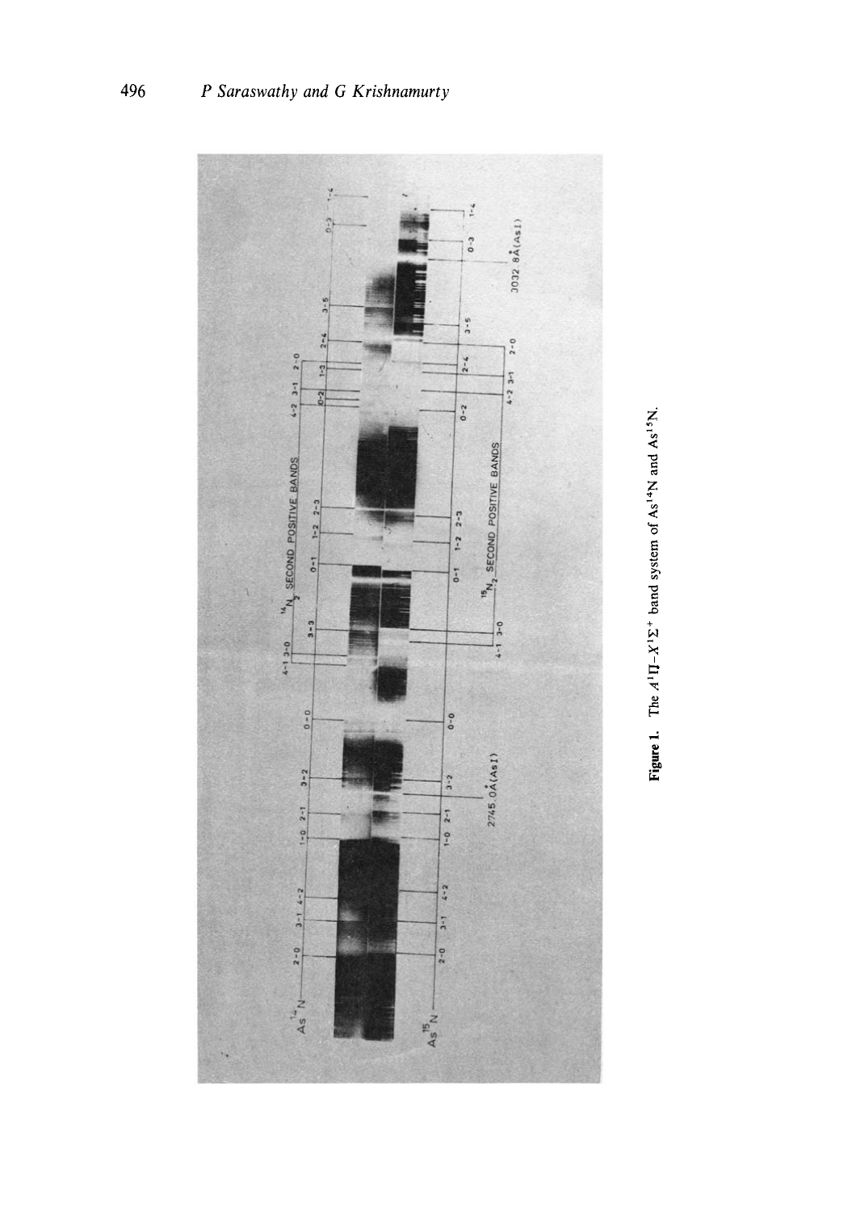**Figure 1.** The $A^1\Pi$–$X^1\Sigma^+$ band system of $As^{14}N$ and $As^{15}N$.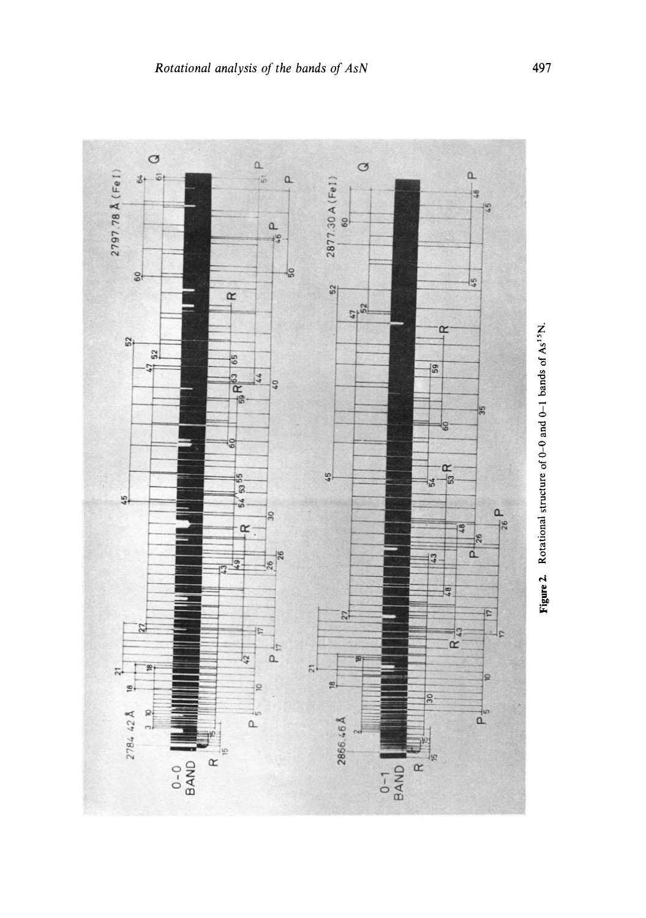**Figure 2.** Rotational structure of 0–0 and 0–1 bands of $As^{15}N$.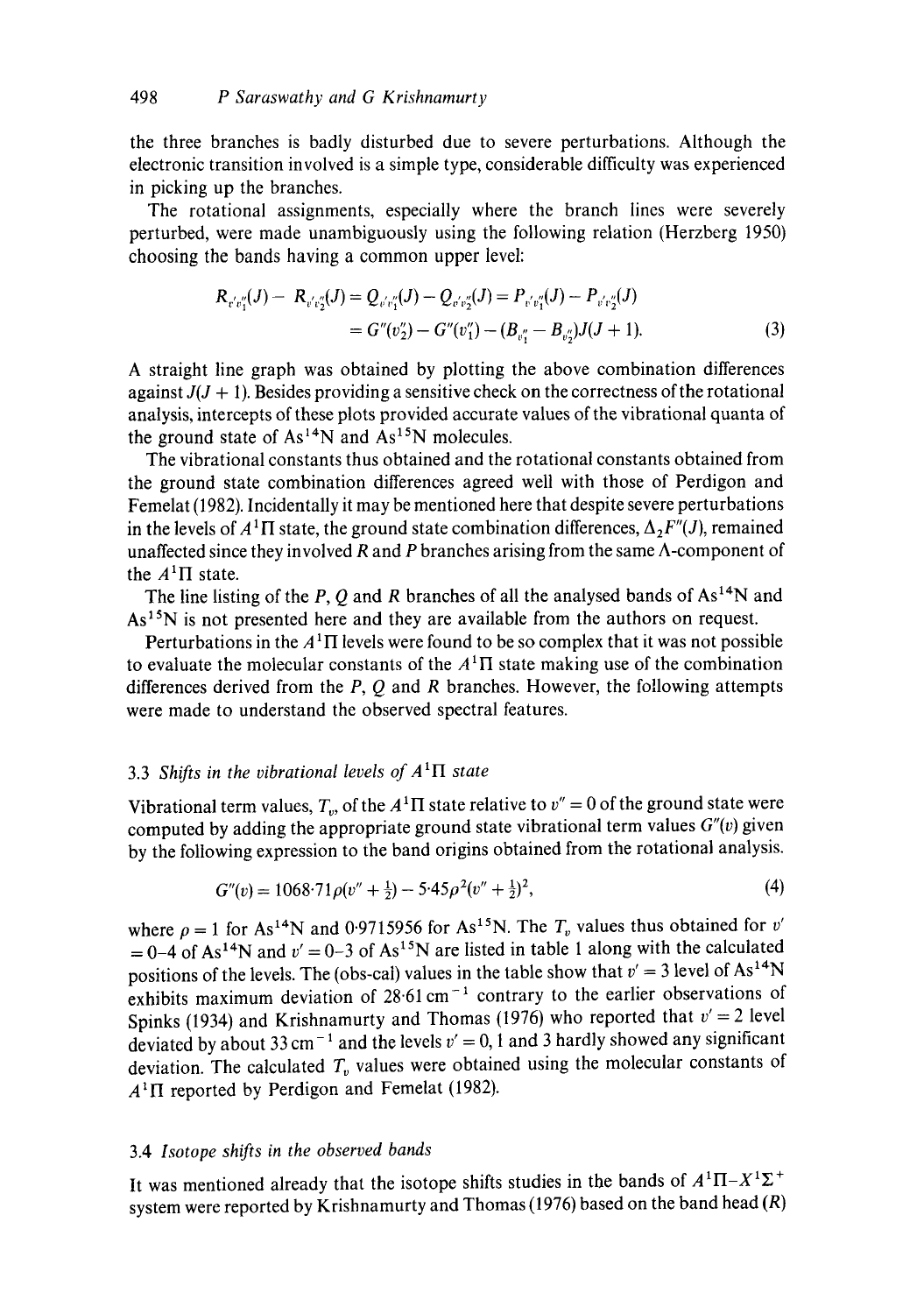the three branches is badly disturbed due to severe perturbations. Although the electronic transition involved is a simple type, considerable difficulty was experienced in picking up the branches.

The rotational assignments, especially where the branch lines were severely perturbed, were made unambiguously using the following relation (Herzberg 1950) choosing the bands having a common upper level:

$$R_{v'v_1''}(J) - R_{v'v_2''}(J) = Q_{v'v_1''}(J) - Q_{v'v_2''}(J) = P_{v'v_1''}(J) - P_{v'v_2''}(J)$$
$$= G''(v_2'') - G''(v_1'') - (B_{v_1''} - B_{v_2''})J(J+1). \tag{3}$$

A straight line graph was obtained by plotting the above combination differences against $J(J+1)$. Besides providing a sensitive check on the correctness of the rotational analysis, intercepts of these plots provided accurate values of the vibrational quanta of the ground state of $As^{14}N$ and $As^{15}N$ molecules.

The vibrational constants thus obtained and the rotational constants obtained from the ground state combination differences agreed well with those of Perdigon and Femelat (1982). Incidentally it may be mentioned here that despite severe perturbations in the levels of $A^1\Pi$ state, the ground state combination differences, $\Delta_2 F''(J)$, remained unaffected since they involved $R$ and $P$ branches arising from the same $\Lambda$-component of the $A^1\Pi$ state.

The line listing of the $P$, $Q$ and $R$ branches of all the analysed bands of $As^{14}N$ and $As^{15}N$ is not presented here and they are available from the authors on request.

Perturbations in the $A^1\Pi$ levels were found to be so complex that it was not possible to evaluate the molecular constants of the $A^1\Pi$ state making use of the combination differences derived from the $P$, $Q$ and $R$ branches. However, the following attempts were made to understand the observed spectral features.

### 3.3 *Shifts in the vibrational levels of $A^1\Pi$ state*

Vibrational term values, $T_v$, of the $A^1\Pi$ state relative to $v''=0$ of the ground state were computed by adding the appropriate ground state vibrational term values $G''(v)$ given by the following expression to the band origins obtained from the rotational analysis.

$$G''(v) = 1068{\cdot}71\rho(v''+\tfrac{1}{2}) - 5{\cdot}45\rho^2(v''+\tfrac{1}{2})^2, \tag{4}$$

where $\rho = 1$ for $As^{14}N$ and 0·9715956 for $As^{15}N$. The $T_v$ values thus obtained for $v' = 0$–4 of $As^{14}N$ and $v' = 0$–3 of $As^{15}N$ are listed in table 1 along with the calculated positions of the levels. The (obs-cal) values in the table show that $v' = 3$ level of $As^{14}N$ exhibits maximum deviation of 28·61 $cm^{-1}$ contrary to the earlier observations of Spinks (1934) and Krishnamurty and Thomas (1976) who reported that $v' = 2$ level deviated by about 33 $cm^{-1}$ and the levels $v' = 0$, 1 and 3 hardly showed any significant deviation. The calculated $T_v$ values were obtained using the molecular constants of $A^1\Pi$ reported by Perdigon and Femelat (1982).

### 3.4 *Isotope shifts in the observed bands*

It was mentioned already that the isotope shifts studies in the bands of $A^1\Pi$–$X^1\Sigma^+$ system were reported by Krishnamurty and Thomas (1976) based on the band head ($R$)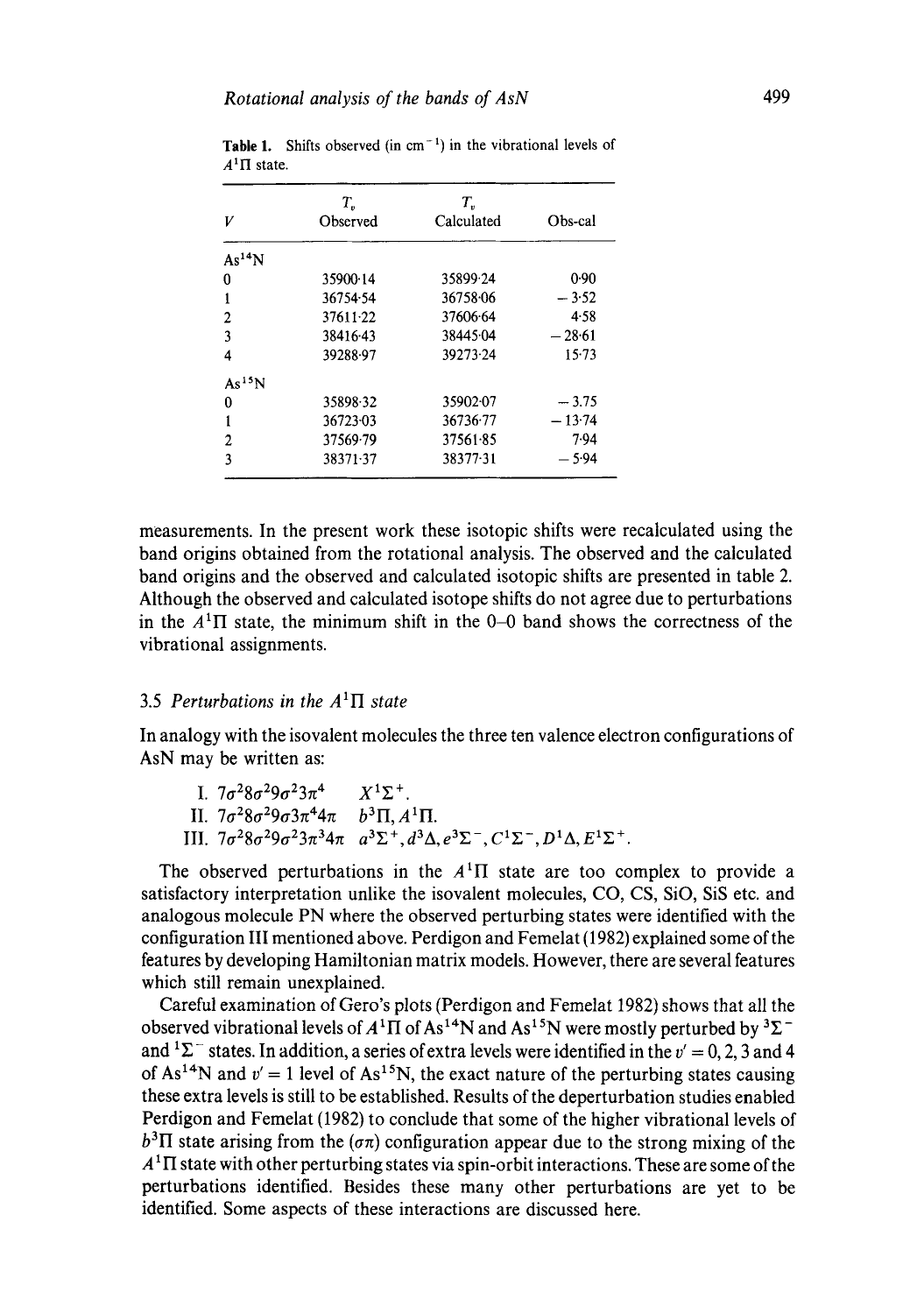**Table 1.** Shifts observed (in $cm^{-1}$) in the vibrational levels of $A^1\Pi$ state.

| $V$ | $T_v$ Observed | $T_v$ Calculated | Obs-cal |
|---|---|---|---|
| $As^{14}N$ | | | |
| 0 | 35900·14 | 35899·24 | 0·90 |
| 1 | 36754·54 | 36758·06 | − 3·52 |
| 2 | 37611·22 | 37606·64 | 4·58 |
| 3 | 38416·43 | 38445·04 | − 28·61 |
| 4 | 39288·97 | 39273·24 | 15·73 |
| $As^{15}N$ | | | |
| 0 | 35898·32 | 35902·07 | − 3.75 |
| 1 | 36723·03 | 36736·77 | − 13·74 |
| 2 | 37569·79 | 37561·85 | 7·94 |
| 3 | 38371·37 | 38377·31 | − 5·94 |

measurements. In the present work these isotopic shifts were recalculated using the band origins obtained from the rotational analysis. The observed and the calculated band origins and the observed and calculated isotopic shifts are presented in table 2. Although the observed and calculated isotope shifts do not agree due to perturbations in the $A^1\Pi$ state, the minimum shift in the 0–0 band shows the correctness of the vibrational assignments.

### 3.5 *Perturbations in the $A^1\Pi$ state*

In analogy with the isovalent molecules the three ten valence electron configurations of AsN may be written as:

I. $7\sigma^2 8\sigma^2 9\sigma^2 3\pi^4$ $\quad X^1\Sigma^+$.
II. $7\sigma^2 8\sigma^2 9\sigma 3\pi^4 4\pi$ $\quad b^3\Pi, A^1\Pi$.
III. $7\sigma^2 8\sigma^2 9\sigma^2 3\pi^3 4\pi$ $\quad a^3\Sigma^+, d^3\Delta, e^3\Sigma^-, C^1\Sigma^-, D^1\Delta, E^1\Sigma^+$.

The observed perturbations in the $A^1\Pi$ state are too complex to provide a satisfactory interpretation unlike the isovalent molecules, CO, CS, SiO, SiS etc. and analogous molecule PN where the observed perturbing states were identified with the configuration III mentioned above. Perdigon and Femelat (1982) explained some of the features by developing Hamiltonian matrix models. However, there are several features which still remain unexplained.

Careful examination of Gero's plots (Perdigon and Femelat 1982) shows that all the observed vibrational levels of $A^1\Pi$ of $As^{14}N$ and $As^{15}N$ were mostly perturbed by $^3\Sigma^-$ and $^1\Sigma^-$ states. In addition, a series of extra levels were identified in the $v' = 0, 2, 3$ and 4 of $As^{14}N$ and $v' = 1$ level of $As^{15}N$, the exact nature of the perturbing states causing these extra levels is still to be established. Results of the deperturbation studies enabled Perdigon and Femelat (1982) to conclude that some of the higher vibrational levels of $b^3\Pi$ state arising from the $(\sigma\pi)$ configuration appear due to the strong mixing of the $A^1\Pi$ state with other perturbing states via spin-orbit interactions. These are some of the perturbations identified. Besides these many other perturbations are yet to be identified. Some aspects of these interactions are discussed here.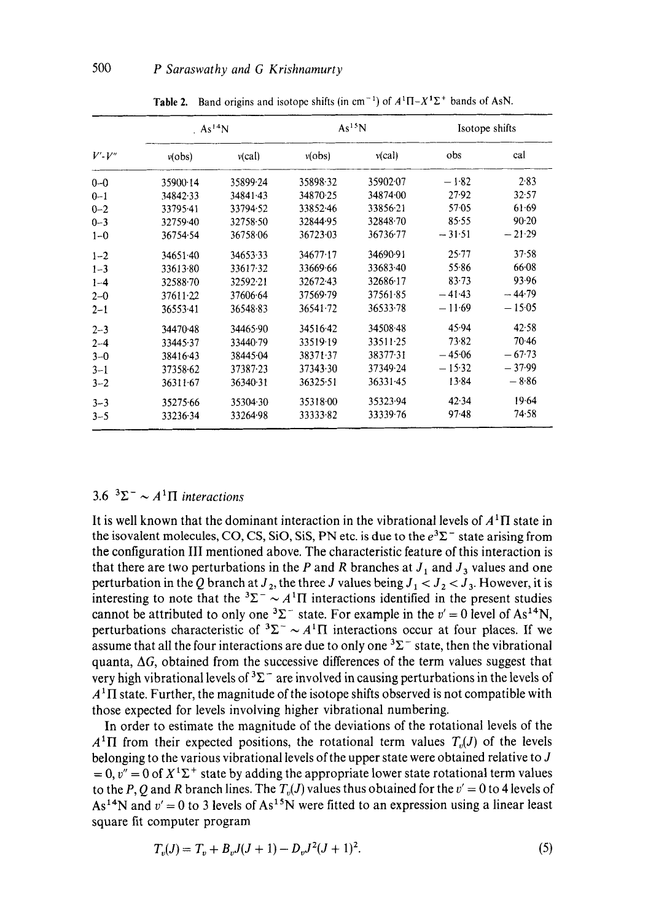**Table 2.** Band origins and isotope shifts (in $cm^{-1}$) of $A^1\Pi$–$X^1\Sigma^+$ bands of AsN.

| | $As^{14}N$ | | $As^{15}N$ | | Isotope shifts | |
|---|---|---|---|---|---|---|
| $V'$-$V''$ | $\nu$(obs) | $\nu$(cal) | $\nu$(obs) | $\nu$(cal) | obs | cal |
| 0–0 | 35900·14 | 35899·24 | 35898·32 | 35902·07 | −1·82 | 2·83 |
| 0–1 | 34842·33 | 34841·43 | 34870·25 | 34874·00 | 27·92 | 32·57 |
| 0–2 | 33795·41 | 33794·52 | 33852·46 | 33856·21 | 57·05 | 61·69 |
| 0–3 | 32759·40 | 32758·50 | 32844·95 | 32848·70 | 85·55 | 90·20 |
| 1–0 | 36754·54 | 36758·06 | 36723·03 | 36736·77 | −31·51 | −21·29 |
| 1–2 | 34651·40 | 34653·33 | 34677·17 | 34690·91 | 25·77 | 37·58 |
| 1–3 | 33613·80 | 33617·32 | 33669·66 | 33683·40 | 55·86 | 66·08 |
| 1–4 | 32588·70 | 32592·21 | 32672·43 | 32686·17 | 83·73 | 93·96 |
| 2–0 | 37611·22 | 37606·64 | 37569·79 | 37561·85 | −41·43 | −44·79 |
| 2–1 | 36553·41 | 36548·83 | 36541·72 | 36533·78 | −11·69 | −15·05 |
| 2–3 | 34470·48 | 34465·90 | 34516·42 | 34508·48 | 45·94 | 42·58 |
| 2–4 | 33445·37 | 33440·79 | 33519·19 | 33511·25 | 73·82 | 70·46 |
| 3–0 | 38416·43 | 38445·04 | 38371·37 | 38377·31 | −45·06 | −67·73 |
| 3–1 | 37358·62 | 37387·23 | 37343·30 | 37349·24 | −15·32 | −37·99 |
| 3–2 | 36311·67 | 36340·31 | 36325·51 | 36331·45 | 13·84 | −8·86 |
| 3–3 | 35275·66 | 35304·30 | 35318·00 | 35323·94 | 42·34 | 19·64 |
| 3–5 | 33236·34 | 33264·98 | 33333·82 | 33339·76 | 97·48 | 74·58 |

### 3.6 $^3\Sigma^- \sim A^1\Pi$ *interactions*

It is well known that the dominant interaction in the vibrational levels of $A^1\Pi$ state in the isovalent molecules, CO, CS, SiO, SiS, PN etc. is due to the $e^3\Sigma^-$ state arising from the configuration III mentioned above. The characteristic feature of this interaction is that there are two perturbations in the $P$ and $R$ branches at $J_1$ and $J_3$ values and one perturbation in the $Q$ branch at $J_2$, the three $J$ values being $J_1 < J_2 < J_3$. However, it is interesting to note that the $^3\Sigma^- \sim A^1\Pi$ interactions identified in the present studies cannot be attributed to only one $^3\Sigma^-$ state. For example in the $v' = 0$ level of $As^{14}N$, perturbations characteristic of $^3\Sigma^- \sim A^1\Pi$ interactions occur at four places. If we assume that all the four interactions are due to only one $^3\Sigma^-$ state, then the vibrational quanta, $\Delta G$, obtained from the successive differences of the term values suggest that very high vibrational levels of $^3\Sigma^-$ are involved in causing perturbations in the levels of $A^1\Pi$ state. Further, the magnitude of the isotope shifts observed is not compatible with those expected for levels involving higher vibrational numbering.

In order to estimate the magnitude of the deviations of the rotational levels of the $A^1\Pi$ from their expected positions, the rotational term values $T_v(J)$ of the levels belonging to the various vibrational levels of the upper state were obtained relative to $J = 0$, $v'' = 0$ of $X^1\Sigma^+$ state by adding the appropriate lower state rotational term values to the $P$, $Q$ and $R$ branch lines. The $T_v(J)$ values thus obtained for the $v' = 0$ to 4 levels of $As^{14}N$ and $v' = 0$ to 3 levels of $As^{15}N$ were fitted to an expression using a linear least square fit computer program

$$T_v(J) = T_v + B_v J(J+1) - D_v J^2(J+1)^2. \tag{5}$$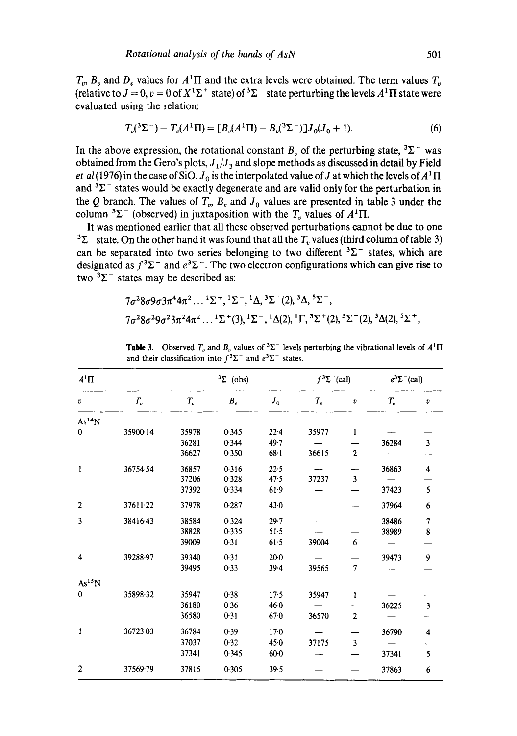$T_v$, $B_v$ and $D_v$ values for $A^1\Pi$ and the extra levels were obtained. The term values $T_v$ (relative to $J = 0$, $v = 0$ of $X^1\Sigma^+$ state) of $^3\Sigma^-$ state perturbing the levels $A^1\Pi$ state were evaluated using the relation:

$$T_v(^3\Sigma^-) - T_v(A^1\Pi) = [B_v(A^1\Pi) - B_v(^3\Sigma^-)]J_0(J_0 + 1). \tag{6}$$

In the above expression, the rotational constant $B_v$ of the perturbing state, $^3\Sigma^-$ was obtained from the Gero's plots, $J_1/J_3$ and slope methods as discussed in detail by Field *et al* (1976) in the case of SiO. $J_0$ is the interpolated value of $J$ at which the levels of $A^1\Pi$ and $^3\Sigma^-$ states would be exactly degenerate and are valid only for the perturbation in the $Q$ branch. The values of $T_v$, $B_v$ and $J_0$ values are presented in table 3 under the column $^3\Sigma^-$ (observed) in juxtaposition with the $T_v$ values of $A^1\Pi$.

It was mentioned earlier that all these observed perturbations cannot be due to one $^3\Sigma^-$ state. On the other hand it was found that all the $T_v$ values (third column of table 3) can be separated into two series belonging to two different $^3\Sigma^-$ states, which are designated as $f^3\Sigma^-$ and $e^3\Sigma^-$. The two electron configurations which can give rise to two $^3\Sigma^-$ states may be described as:

$$7\sigma^2 8\sigma 9\sigma 3\pi^4 4\pi^2 \ldots {}^1\Sigma^+, {}^1\Sigma^-, {}^1\Delta, {}^3\Sigma^-(2), {}^3\Delta, {}^5\Sigma^-,$$

$$7\sigma^2 8\sigma^2 9\sigma^2 3\pi^2 4\pi^2 \ldots {}^1\Sigma^+(3), {}^1\Sigma^-, {}^1\Delta(2), {}^1\Gamma, {}^3\Sigma^+(2), {}^3\Sigma^-(2), {}^3\Delta(2), {}^5\Sigma^+,$$

**Table 3.** Observed $T_v$ and $B_v$ values of $^3\Sigma^-$ levels perturbing the vibrational levels of $A^1\Pi$ and their classification into $f^3\Sigma^-$ and $e^3\Sigma^-$ states.

| $A^1\Pi$ | | $^3\Sigma^-$(obs) | | | $f^3\Sigma^-$(cal) | | $e^3\Sigma^-$(cal) | |
|---|---|---|---|---|---|---|---|---|
| $v$ | $T_v$ | $T_v$ | $B_v$ | $J_0$ | $T_v$ | $v$ | $T_v$ | $v$ |
| $As^{14}N$ | | | | | | | | |
| 0 | 35900·14 | 35978 | 0·345 | 22·4 | 35977 | 1 | — | — |
| | | 36281 | 0·344 | 49·7 | — | — | 36284 | 3 |
| | | 36627 | 0·350 | 68·1 | 36615 | 2 | — | — |
| 1 | 36754·54 | 36857 | 0·316 | 22·5 | — | — | 36863 | 4 |
| | | 37206 | 0·328 | 47·5 | 37237 | 3 | — | — |
| | | 37392 | 0·334 | 61·9 | — | — | 37423 | 5 |
| 2 | 37611·22 | 37978 | 0·287 | 43·0 | — | — | 37964 | 6 |
| 3 | 38416·43 | 38584 | 0·324 | 29·7 | — | — | 38486 | 7 |
| | | 38828 | 0·335 | 51·5 | — | — | 38989 | 8 |
| | | 39009 | 0·31 | 61·5 | 39004 | 6 | — | — |
| 4 | 39288·97 | 39340 | 0·31 | 20·0 | — | — | 39473 | 9 |
| | | 39495 | 0·33 | 39·4 | 39565 | 7 | — | — |
| $As^{15}N$ | | | | | | | | |
| 0 | 35898·32 | 35947 | 0·38 | 17·5 | 35947 | 1 | — | — |
| | | 36180 | 0·36 | 46·0 | — | — | 36225 | 3 |
| | | 36580 | 0·31 | 67·0 | 36570 | 2 | — | — |
| 1 | 36723·03 | 36784 | 0·39 | 17·0 | — | — | 36790 | 4 |
| | | 37037 | 0·32 | 45·0 | 37175 | 3 | — | — |
| | | 37341 | 0·345 | 60·0 | — | — | 37341 | 5 |
| 2 | 37569·79 | 37815 | 0·305 | 39·5 | — | — | 37863 | 6 |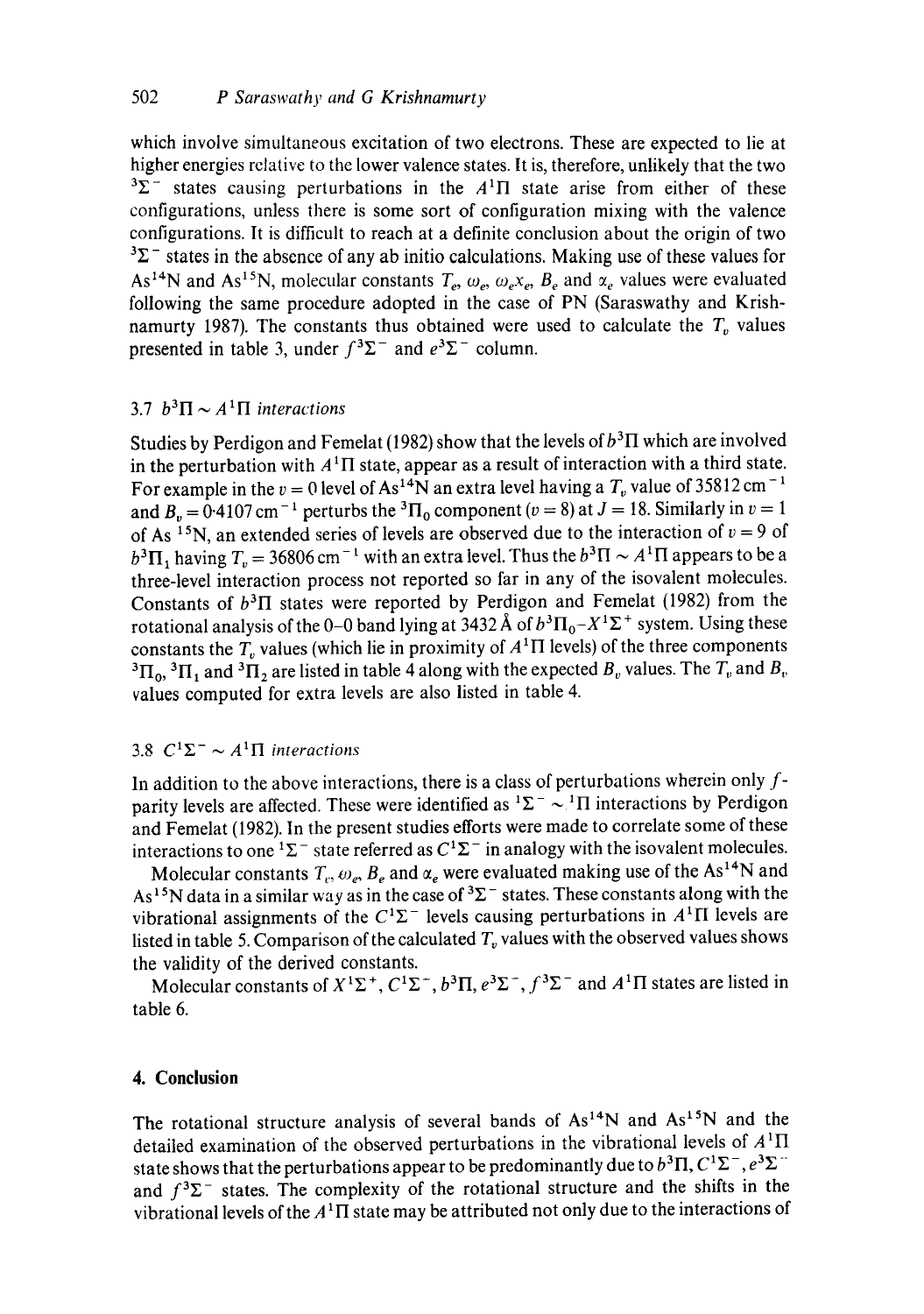which involve simultaneous excitation of two electrons. These are expected to lie at higher energies relative to the lower valence states. It is, therefore, unlikely that the two $^3\Sigma^-$ states causing perturbations in the $A^1\Pi$ state arise from either of these configurations, unless there is some sort of configuration mixing with the valence configurations. It is difficult to reach at a definite conclusion about the origin of two $^3\Sigma^-$ states in the absence of any ab initio calculations. Making use of these values for $As^{14}N$ and $As^{15}N$, molecular constants $T_e$, $\omega_e$, $\omega_e x_e$, $B_e$ and $\alpha_e$ values were evaluated following the same procedure adopted in the case of PN (Saraswathy and Krishnamurty 1987). The constants thus obtained were used to calculate the $T_v$ values presented in table 3, under $f^3\Sigma^-$ and $e^3\Sigma^-$ column.

### 3.7 $b^3\Pi \sim A^1\Pi$ *interactions*

Studies by Perdigon and Femelat (1982) show that the levels of $b^3\Pi$ which are involved in the perturbation with $A^1\Pi$ state, appear as a result of interaction with a third state. For example in the $v = 0$ level of $As^{14}N$ an extra level having a $T_v$ value of 35812 cm$^{-1}$ and $B_v = 0.4107$ cm$^{-1}$ perturbs the $^3\Pi_0$ component ($v = 8$) at $J = 18$. Similarly in $v = 1$ of $As^{15}N$, an extended series of levels are observed due to the interaction of $v = 9$ of $b^3\Pi_1$ having $T_v = 36806$ cm$^{-1}$ with an extra level. Thus the $b^3\Pi \sim A^1\Pi$ appears to be a three-level interaction process not reported so far in any of the isovalent molecules. Constants of $b^3\Pi$ states were reported by Perdigon and Femelat (1982) from the rotational analysis of the 0–0 band lying at 3432 Å of $b^3\Pi_0$–$X^1\Sigma^+$ system. Using these constants the $T_v$ values (which lie in proximity of $A^1\Pi$ levels) of the three components $^3\Pi_0$, $^3\Pi_1$ and $^3\Pi_2$ are listed in table 4 along with the expected $B_v$ values. The $T_v$ and $B_v$ values computed for extra levels are also listed in table 4.

### 3.8 $C^1\Sigma^- \sim A^1\Pi$ *interactions*

In addition to the above interactions, there is a class of perturbations wherein only $f$-parity levels are affected. These were identified as $^1\Sigma^- \sim {}^1\Pi$ interactions by Perdigon and Femelat (1982). In the present studies efforts were made to correlate some of these interactions to one $^1\Sigma^-$ state referred as $C^1\Sigma^-$ in analogy with the isovalent molecules.

Molecular constants $T_e$, $\omega_e$, $B_e$ and $\alpha_e$ were evaluated making use of the $As^{14}N$ and $As^{15}N$ data in a similar way as in the case of $^3\Sigma^-$ states. These constants along with the vibrational assignments of the $C^1\Sigma^-$ levels causing perturbations in $A^1\Pi$ levels are listed in table 5. Comparison of the calculated $T_v$ values with the observed values shows the validity of the derived constants.

Molecular constants of $X^1\Sigma^+$, $C^1\Sigma^-$, $b^3\Pi$, $e^3\Sigma^-$, $f^3\Sigma^-$ and $A^1\Pi$ states are listed in table 6.

## 4. Conclusion

The rotational structure analysis of several bands of $As^{14}N$ and $As^{15}N$ and the detailed examination of the observed perturbations in the vibrational levels of $A^1\Pi$ state shows that the perturbations appear to be predominantly due to $b^3\Pi$, $C^1\Sigma^-$, $e^3\Sigma^-$ and $f^3\Sigma^-$ states. The complexity of the rotational structure and the shifts in the vibrational levels of the $A^1\Pi$ state may be attributed not only due to the interactions of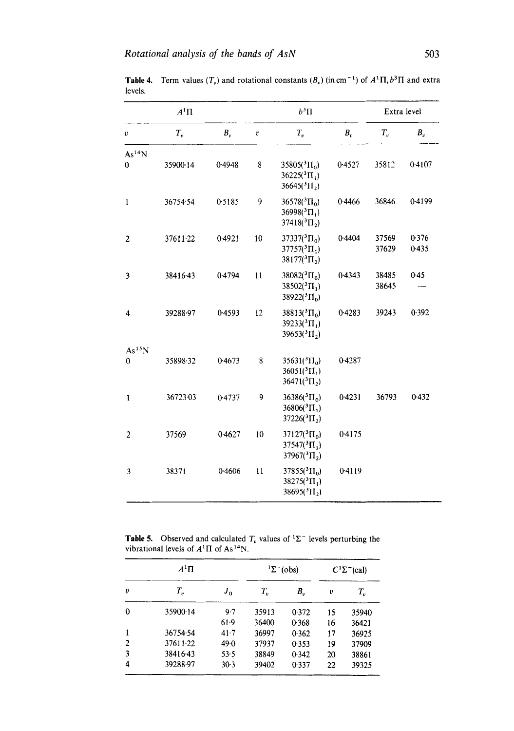**Table 4.** Term values ($T_v$) and rotational constants ($B_v$) (in $cm^{-1}$) of $A^1\Pi$, $b^3\Pi$ and extra levels.

| | $A^1\Pi$ | | | $b^3\Pi$ | | Extra level | |
|---|---|---|---|---|---|---|---|
| $v$ | $T_v$ | $B_v$ | $v$ | $T_v$ | $B_v$ | $T_v$ | $B_v$ |
| $As^{14}N$ | | | | | | | |
| 0 | 35900·14 | 0·4948 | 8 | 35805($^3\Pi_0$)<br>36225($^3\Pi_1$)<br>36645($^3\Pi_2$) | 0·4527 | 35812 | 0·4107 |
| 1 | 36754·54 | 0·5185 | 9 | 36578($^3\Pi_0$)<br>36998($^3\Pi_1$)<br>37418($^3\Pi_2$) | 0·4466 | 36846 | 0·4199 |
| 2 | 37611·22 | 0·4921 | 10 | 37337($^3\Pi_0$)<br>37757($^3\Pi_1$)<br>38177($^3\Pi_2$) | 0·4404 | 37569<br>37629 | 0·376<br>0·435 |
| 3 | 38416·43 | 0·4794 | 11 | 38082($^3\Pi_0$)<br>38502($^3\Pi_1$)<br>38922($^3\Pi_0$) | 0·4343 | 38485<br>38645 | 0·45<br>— |
| 4 | 39288·97 | 0·4593 | 12 | 38813($^3\Pi_0$)<br>39233($^3\Pi_1$)<br>39653($^3\Pi_2$) | 0·4283 | 39243 | 0·392 |
| $As^{15}N$ | | | | | | | |
| 0 | 35898·32 | 0·4673 | 8 | 35631($^3\Pi_0$)<br>36051($^3\Pi_1$)<br>36471($^3\Pi_2$) | 0·4287 | | |
| 1 | 36723·03 | 0·4737 | 9 | 36386($^3\Pi_0$)<br>36806($^3\Pi_1$)<br>37226($^3\Pi_2$) | 0·4231 | 36793 | 0·432 |
| 2 | 37569 | 0·4627 | 10 | 37127($^3\Pi_0$)<br>37547($^3\Pi_1$)<br>37967($^3\Pi_2$) | 0·4175 | | |
| 3 | 38371 | 0·4606 | 11 | 37855($^3\Pi_0$)<br>38275($^3\Pi_1$)<br>38695($^3\Pi_2$) | 0·4119 | | |

**Table 5.** Observed and calculated $T_v$ values of $^1\Sigma^-$ levels perturbing the vibrational levels of $A^1\Pi$ of $As^{14}N$.

| | $A^1\Pi$ | | $^1\Sigma^-$(obs) | | $C^1\Sigma^-$(cal) | |
|---|---|---|---|---|---|---|
| $v$ | $T_v$ | $J_0$ | $T_v$ | $B_v$ | $v$ | $T_v$ |
| 0 | 35900·14 | 9·7 | 35913 | 0·372 | 15 | 35940 |
| | | 61·9 | 36400 | 0·368 | 16 | 36421 |
| 1 | 36754·54 | 41·7 | 36997 | 0·362 | 17 | 36925 |
| 2 | 37611·22 | 49·0 | 37937 | 0·353 | 19 | 37909 |
| 3 | 38416·43 | 53·5 | 38849 | 0·342 | 20 | 38861 |
| 4 | 39288·97 | 30·3 | 39402 | 0·337 | 22 | 39325 |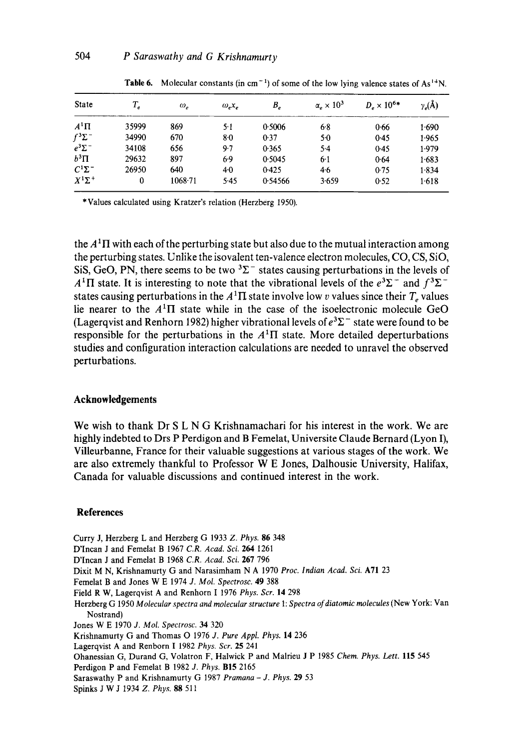Table 6. Molecular constants (in $cm^{-1}$) of some of the low lying valence states of $As^{14}N$.

| State | $T_e$ | $\omega_e$ | $\omega_e x_e$ | $B_e$ | $\alpha_e \times 10^3$ | $D_e \times 10^{6*}$ | $\gamma_e$(Å) |
|---|---|---|---|---|---|---|---|
| $A^1\Pi$ | 35999 | 869 | 5·1 | 0·5006 | 6·8 | 0·66 | 1·690 |
| $f^3\Sigma^-$ | 34990 | 670 | 8·0 | 0·37 | 5·0 | 0·45 | 1·965 |
| $e^3\Sigma^-$ | 34108 | 656 | 9·7 | 0·365 | 5·4 | 0·45 | 1·979 |
| $b^3\Pi$ | 29632 | 897 | 6·9 | 0·5045 | 6·1 | 0·64 | 1·683 |
| $C^1\Sigma^-$ | 26950 | 640 | 4·0 | 0·425 | 4·6 | 0·75 | 1·834 |
| $X^1\Sigma^+$ | 0 | 1068·71 | 5·45 | 0·54566 | 3·659 | 0·52 | 1·618 |

*Values calculated using Kratzer's relation (Herzberg 1950).

the $A^1\Pi$ with each of the perturbing state but also due to the mutual interaction among the perturbing states. Unlike the isovalent ten-valence electron molecules, CO, CS, SiO, SiS, GeO, PN, there seems to be two $^3\Sigma^-$ states causing perturbations in the levels of $A^1\Pi$ state. It is interesting to note that the vibrational levels of the $e^3\Sigma^-$ and $f^3\Sigma^-$ states causing perturbations in the $A^1\Pi$ state involve low $v$ values since their $T_e$ values lie nearer to the $A^1\Pi$ state while in the case of the isoelectronic molecule GeO (Lagerqvist and Renhorn 1982) higher vibrational levels of $e^3\Sigma^-$ state were found to be responsible for the perturbations in the $A^1\Pi$ state. More detailed deperturbations studies and configuration interaction calculations are needed to unravel the observed perturbations.

## Acknowledgements

We wish to thank Dr S L N G Krishnamachari for his interest in the work. We are highly indebted to Drs P Perdigon and B Femelat, Universite Claude Bernard (Lyon I), Villeurbanne, France for their valuable suggestions at various stages of the work. We are also extremely thankful to Professor W E Jones, Dalhousie University, Halifax, Canada for valuable discussions and continued interest in the work.

## References

Curry J, Herzberg L and Herzberg G 1933 *Z. Phys.* **86** 348

D'Incan J and Femelat B 1967 *C.R. Acad. Sci.* **264** 1261

D'Incan J and Femelat B 1968 *C.R. Acad. Sci.* **267** 796

Dixit M N, Krishnamurty G and Narasimham N A 1970 *Proc. Indian Acad. Sci.* **A71** 23

Femelat B and Jones W E 1974 *J. Mol. Spectrosc.* **49** 388

Field R W, Lagerqvist A and Renhorn I 1976 *Phys. Scr.* **14** 298

Herzberg G 1950 *Molecular spectra and molecular structure* 1: *Spectra of diatomic molecules* (New York: Van Nostrand)

Jones W E 1970 *J. Mol. Spectrosc.* **34** 320

Krishnamurty G and Thomas O 1976 *J. Pure Appl. Phys.* **14** 236

Lagerqvist A and Renborn I 1982 *Phys. Scr.* **25** 241

Ohanessian G, Durand G, Volatron F, Halwick P and Malrieu J P 1985 *Chem. Phys. Lett.* **115** 545

Perdigon P and Femelat B 1982 *J. Phys.* **B15** 2165

Saraswathy P and Krishnamurty G 1987 *Pramana – J. Phys.* **29** 53

Spinks J W J 1934 *Z. Phys.* **88** 511